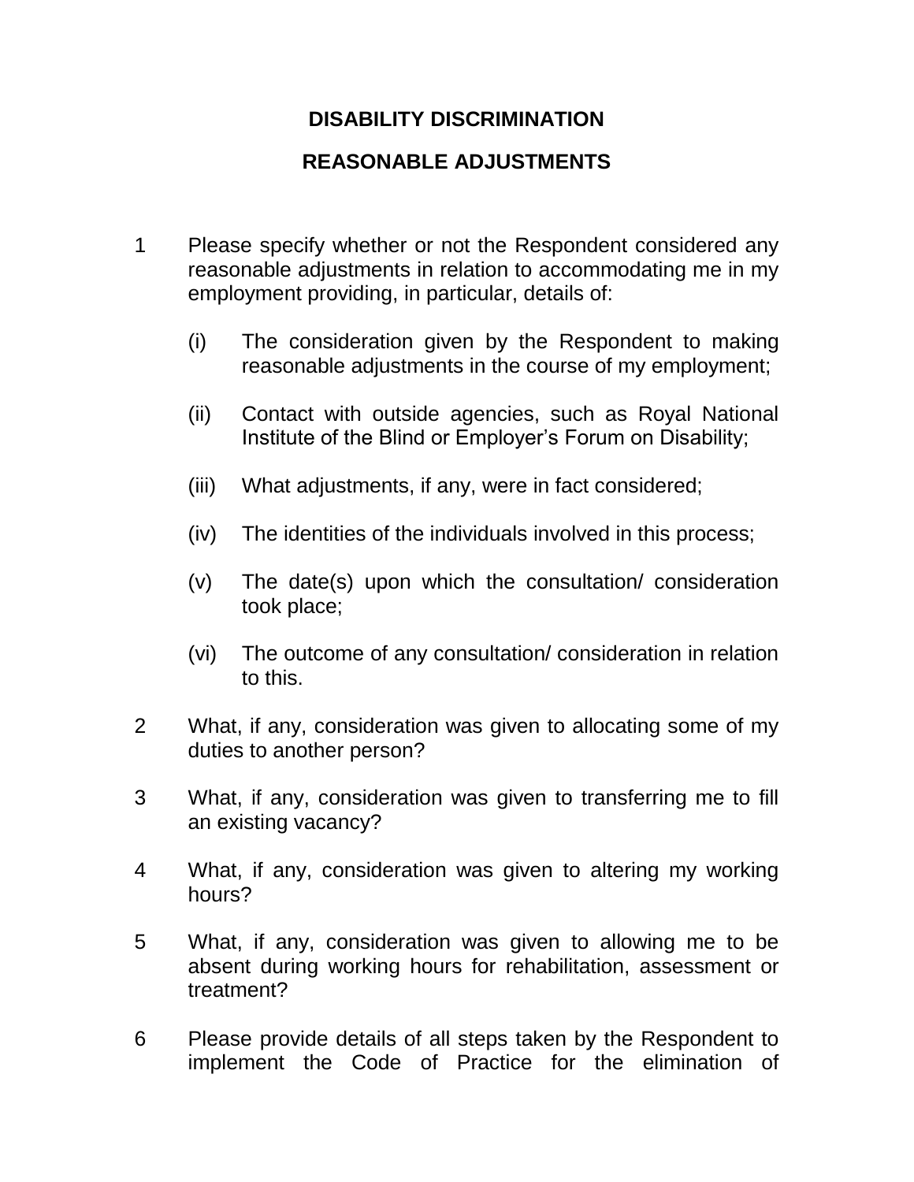# DISABILITY DISCRIMINATION

# REASONABLE ADJUSTMENTS

1. Please specify whether or not the Respondent considered any reasonable adjustments in relation to accommodating me in my employment providing, in particular, details of:

   (i) The consideration given by the Respondent to making reasonable adjustments in the course of my employment;

   (ii) Contact with outside agencies, such as Royal National Institute of the Blind or Employer's Forum on Disability;

   (iii) What adjustments, if any, were in fact considered;

   (iv) The identities of the individuals involved in this process;

   (v) The date(s) upon which the consultation/ consideration took place;

   (vi) The outcome of any consultation/ consideration in relation to this.

2. What, if any, consideration was given to allocating some of my duties to another person?

3. What, if any, consideration was given to transferring me to fill an existing vacancy?

4. What, if any, consideration was given to altering my working hours?

5. What, if any, consideration was given to allowing me to be absent during working hours for rehabilitation, assessment or treatment?

6. Please provide details of all steps taken by the Respondent to implement the Code of Practice for the elimination of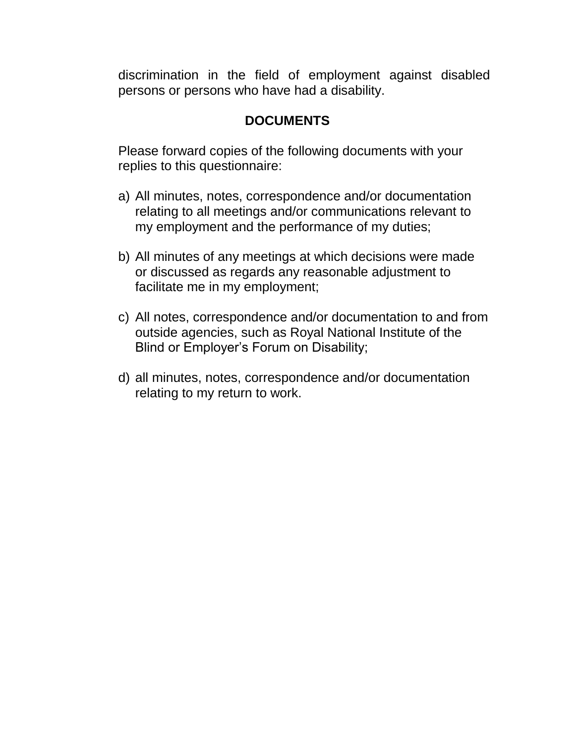discrimination in the field of employment against disabled persons or persons who have had a disability.

## DOCUMENTS

Please forward copies of the following documents with your replies to this questionnaire:

a) All minutes, notes, correspondence and/or documentation relating to all meetings and/or communications relevant to my employment and the performance of my duties;

b) All minutes of any meetings at which decisions were made or discussed as regards any reasonable adjustment to facilitate me in my employment;

c) All notes, correspondence and/or documentation to and from outside agencies, such as Royal National Institute of the Blind or Employer's Forum on Disability;

d) all minutes, notes, correspondence and/or documentation relating to my return to work.